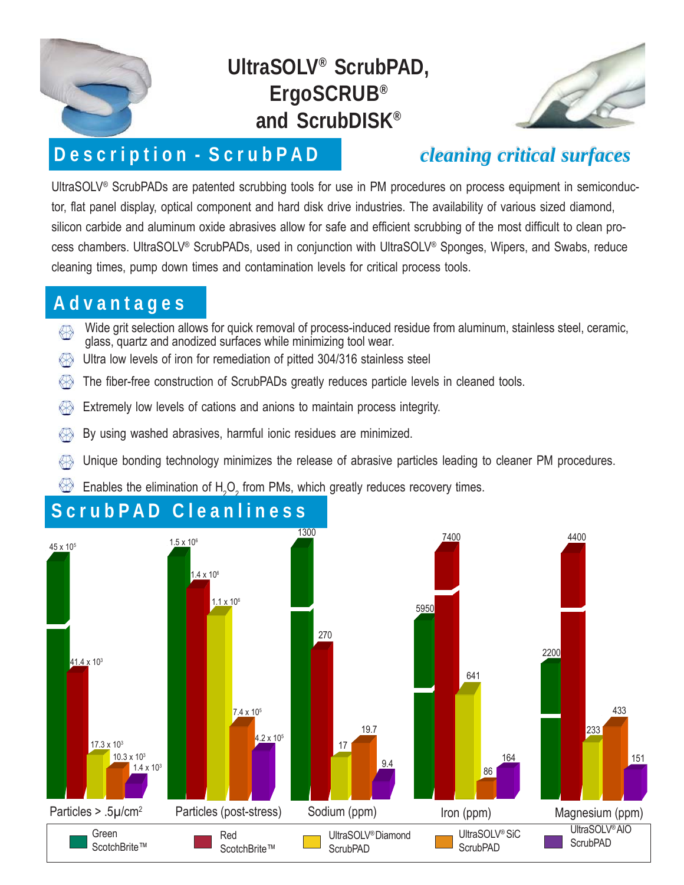# UltraSOLV® ScrubPAD, ErgoSCRUB® and ScrubDISK®

*cleaning critical surfaces*

## Description - ScrubPAD

UltraSOLV® ScrubPADs are patented scrubbing tools for use in PM procedures on process equipment in semiconductor, flat panel display, optical component and hard disk drive industries. The availability of various sized diamond, silicon carbide and aluminum oxide abrasives allow for safe and efficient scrubbing of the most difficult to clean process chambers. UltraSOLV® ScrubPADs, used in conjunction with UltraSOLV® Sponges, Wipers, and Swabs, reduce cleaning times, pump down times and contamination levels for critical process tools.

## Advantages

- Wide grit selection allows for quick removal of process-induced residue from aluminum, stainless steel, ceramic, glass, quartz and anodized surfaces while minimizing tool wear.
- Ultra low levels of iron for remediation of pitted 304/316 stainless steel
- The fiber-free construction of ScrubPADs greatly reduces particle levels in cleaned tools.
- Extremely low levels of cations and anions to maintain process integrity.
- By using washed abrasives, harmful ionic residues are minimized.
- Unique bonding technology minimizes the release of abrasive particles leading to cleaner PM procedures.
- Enables the elimination of $H_2O_2$ from PMs, which greatly reduces recovery times.

## ScrubPAD Cleanliness

| | Green ScotchBrite™ | Red ScotchBrite™ | UltraSOLV® Diamond ScrubPAD | UltraSOLV® SiC ScrubPAD | UltraSOLV® AlO ScrubPAD |
|---|---|---|---|---|---|
| Particles > .5μ/cm² | $45 \times 10^5$ | $41.4 \times 10^3$ | $17.3 \times 10^3$ | $10.3 \times 10^3$ | $1.4 \times 10^3$ |
| Particles (post-stress) | $1.5 \times 10^6$ | $1.4 \times 10^6$ | $1.1 \times 10^6$ | $7.4 \times 10^5$ | $4.2 \times 10^5$ |
| Sodium (ppm) | 1300 | 270 | 17 | 19.7 | 9.4 |
| Iron (ppm) | 5950 | 7400 | 641 | 86 | 164 |
| Magnesium (ppm) | 2200 | 4400 | 233 | 433 | 151 |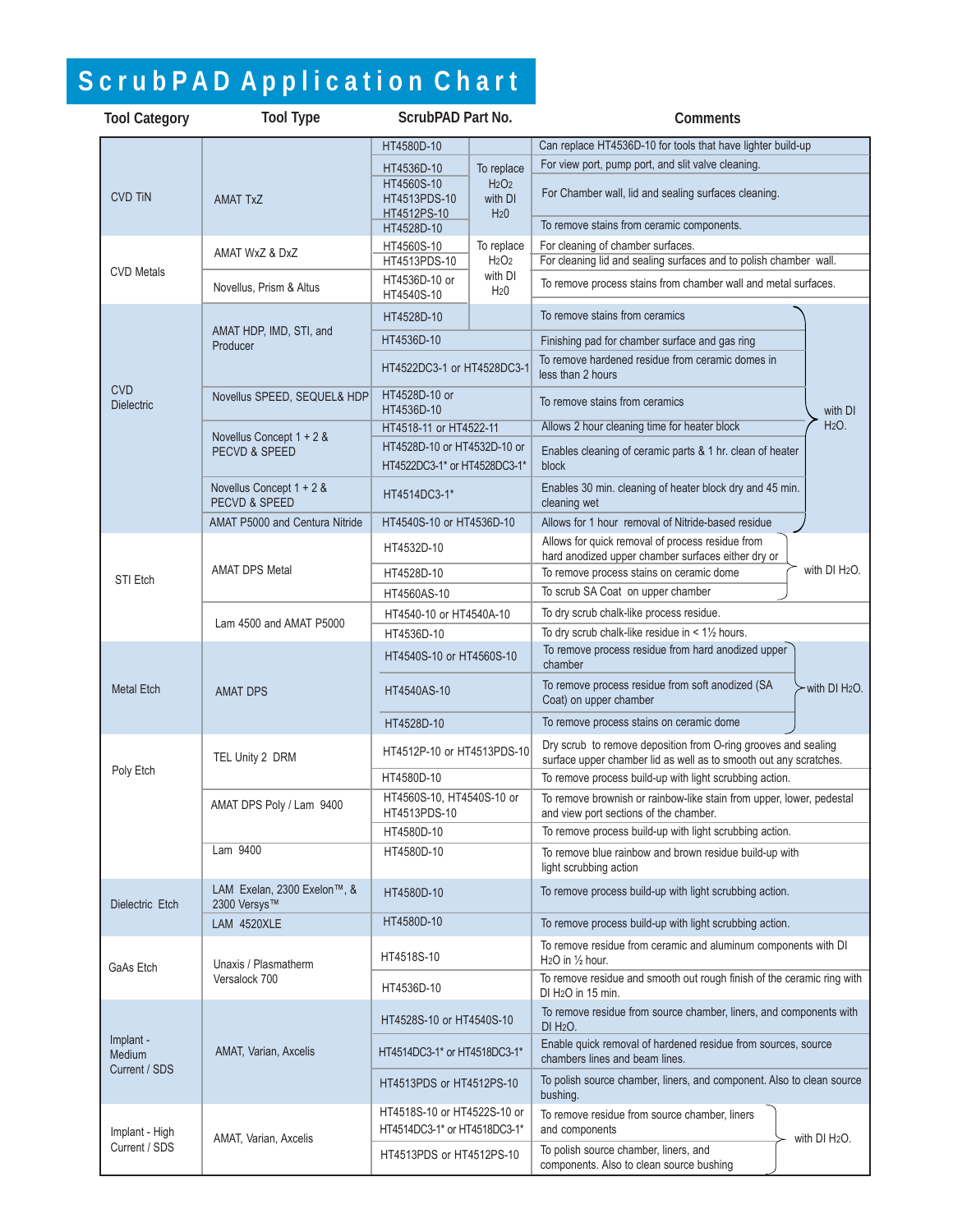# ScrubPAD Application Chart

| Tool Category | Tool Type | ScrubPAD Part No. | | Comments | |
|---|---|---|---|---|---|
| CVD TiN | AMAT TxZ | HT4580D-10 | | Can replace HT4536D-10 for tools that have lighter build-up | |
| | | HT4536D-10 | To replace $H_2O_2$ with DI $H_2O$ | For view port, pump port, and slit valve cleaning. | |
| | | HT4560S-10<br>HT4513PDS-10<br>HT4512PS-10 | | For Chamber wall, lid and sealing surfaces cleaning. | |
| | | HT4528D-10 | | To remove stains from ceramic components. | |
| CVD Metals | AMAT WxZ & DxZ | HT4560S-10 | To replace $H_2O_2$ with DI $H_2O$ | For cleaning of chamber surfaces. | |
| | | HT4513PDS-10 | | For cleaning lid and sealing surfaces and to polish chamber wall. | |
| | Novellus, Prism & Altus | HT4536D-10 or HT4540S-10 | | To remove process stains from chamber wall and metal surfaces. | |
| CVD Dielectric | AMAT HDP, IMD, STI, and Producer | HT4528D-10 | | To remove stains from ceramics | with DI $H_2O$. |
| | | HT4536D-10 | | Finishing pad for chamber surface and gas ring | |
| | | HT4522DC3-1 or HT4528DC3-1 | | To remove hardened residue from ceramic domes in less than 2 hours | |
| | Novellus SPEED, SEQUEL& HDP | HT4528D-10 or HT4536D-10 | | To remove stains from ceramics | |
| | Novellus Concept 1 + 2 & PECVD & SPEED | HT4518-11 or HT4522-11 | | Allows 2 hour cleaning time for heater block | |
| | | HT4528D-10 or HT4532D-10 or HT4522DC3-1* or HT4528DC3-1* | | Enables cleaning of ceramic parts & 1 hr. clean of heater block | |
| | Novellus Concept 1 + 2 & PECVD & SPEED | HT4514DC3-1* | | Enables 30 min. cleaning of heater block dry and 45 min. cleaning wet | |
| | AMAT P5000 and Centura Nitride | HT4540S-10 or HT4536D-10 | | Allows for 1 hour removal of Nitride-based residue | |
| STI Etch | AMAT DPS Metal | HT4532D-10 | | Allows for quick removal of process residue from hard anodized upper chamber surfaces either dry or | with DI $H_2O$. |
| | | HT4528D-10 | | To remove process stains on ceramic dome | |
| | | HT4560AS-10 | | To scrub SA Coat on upper chamber | |
| | Lam 4500 and AMAT P5000 | HT4540-10 or HT4540A-10 | | To dry scrub chalk-like process residue. | |
| | | HT4536D-10 | | To dry scrub chalk-like residue in < 1½ hours. | |
| Metal Etch | AMAT DPS | HT4540S-10 or HT4560S-10 | | To remove process residue from hard anodized upper chamber | with DI $H_2O$. |
| | | HT4540AS-10 | | To remove process residue from soft anodized (SA Coat) on upper chamber | |
| | | HT4528D-10 | | To remove process stains on ceramic dome | |
| Poly Etch | TEL Unity 2 DRM | HT4512P-10 or HT4513PDS-10 | | Dry scrub to remove deposition from O-ring grooves and sealing surface upper chamber lid as well as to smooth out any scratches. | |
| | | HT4580D-10 | | To remove process build-up with light scrubbing action. | |
| | AMAT DPS Poly / Lam 9400 | HT4560S-10, HT4540S-10 or HT4513PDS-10 | | To remove brownish or rainbow-like stain from upper, lower, pedestal and view port sections of the chamber. | |
| | | HT4580D-10 | | To remove process build-up with light scrubbing action. | |
| | Lam 9400 | HT4580D-10 | | To remove blue rainbow and brown residue build-up with light scrubbing action | |
| Dielectric Etch | LAM Exelan, 2300 Exelon™, & 2300 Versys™ | HT4580D-10 | | To remove process build-up with light scrubbing action. | |
| | LAM 4520XLE | HT4580D-10 | | To remove process build-up with light scrubbing action. | |
| GaAs Etch | Unaxis / Plasmatherm Versalock 700 | HT4518S-10 | | To remove residue from ceramic and aluminum components with DI $H_2O$ in ½ hour. | |
| | | HT4536D-10 | | To remove residue and smooth out rough finish of the ceramic ring with DI $H_2O$ in 15 min. | |
| Implant - Medium Current / SDS | AMAT, Varian, Axcelis | HT4528S-10 or HT4540S-10 | | To remove residue from source chamber, liners, and components with DI $H_2O$. | |
| | | HT4514DC3-1* or HT4518DC3-1* | | Enable quick removal of hardened residue from sources, source chambers lines and beam lines. | |
| | | HT4513PDS or HT4512PS-10 | | To polish source chamber, liners, and component. Also to clean source bushing. | |
| Implant - High Current / SDS | AMAT, Varian, Axcelis | HT4518S-10 or HT4522S-10 or HT4514DC3-1* or HT4518DC3-1* | | To remove residue from source chamber, liners and components | with DI $H_2O$. |
| | | HT4513PDS or HT4512PS-10 | | To polish source chamber, liners, and components. Also to clean source bushing | |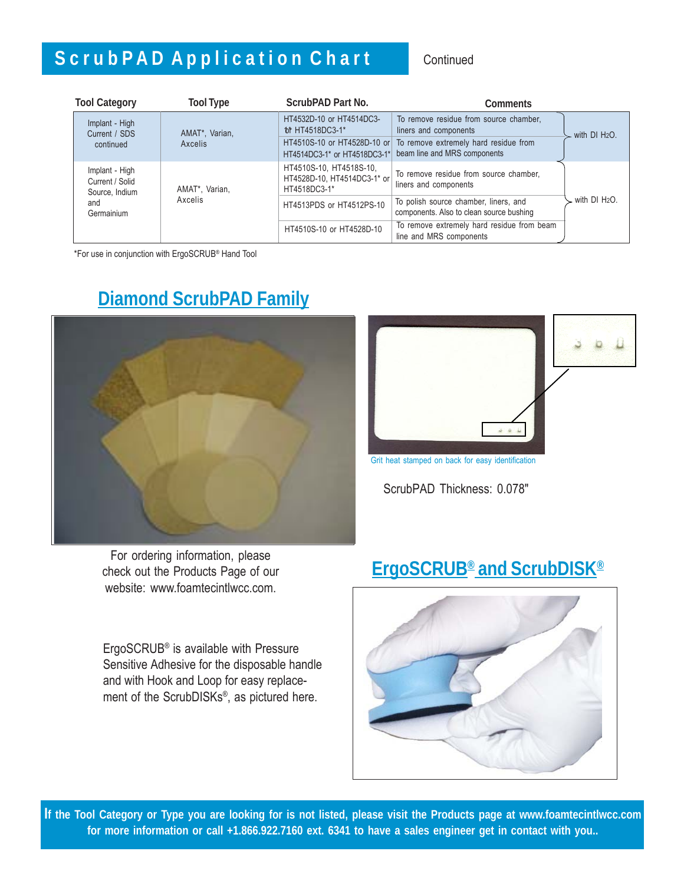# ScrubPAD Application Chart

Continued

| Tool Category | Tool Type | ScrubPAD Part No. | Comments | |
|---|---|---|---|---|
| Implant - High Current / SDS continued | AMAT*, Varian, Axcelis | HT4532D-10 or HT4514DC3-1* or HT4518DC3-1* | To remove residue from source chamber, liners and components | with DI $H_2O$. |
| | | HT4510S-10 or HT4528D-10 or HT4514DC3-1* or HT4518DC3-1* | To remove extremely hard residue from beam line and MRS components | |
| Implant - High Current / Solid Source, Indium and Germainium | AMAT*, Varian, Axcelis | HT4510S-10, HT4518S-10, HT4528D-10, HT4514DC3-1* or HT4518DC3-1* | To remove residue from source chamber, liners and components | with DI $H_2O$. |
| | | HT4513PDS or HT4512PS-10 | To polish source chamber, liners, and components. Also to clean source bushing | |
| | | HT4510S-10 or HT4528D-10 | To remove extremely hard residue from beam line and MRS components | |

*For use in conjunction with ErgoSCRUB® Hand Tool

## Diamond ScrubPAD Family

Grit heat stamped on back for easy identification

ScrubPAD Thickness: 0.078"

For ordering information, please check out the Products Page of our website: www.foamtecintlwcc.com.

## ErgoSCRUB® and ScrubDISK®

ErgoSCRUB® is available with Pressure Sensitive Adhesive for the disposable handle and with Hook and Loop for easy replacement of the ScrubDISKs®, as pictured here.

**If the Tool Category or Type you are looking for is not listed, please visit the Products page at www.foamtecintlwcc.com for more information or call +1.866.922.7160 ext. 6341 to have a sales engineer get in contact with you..**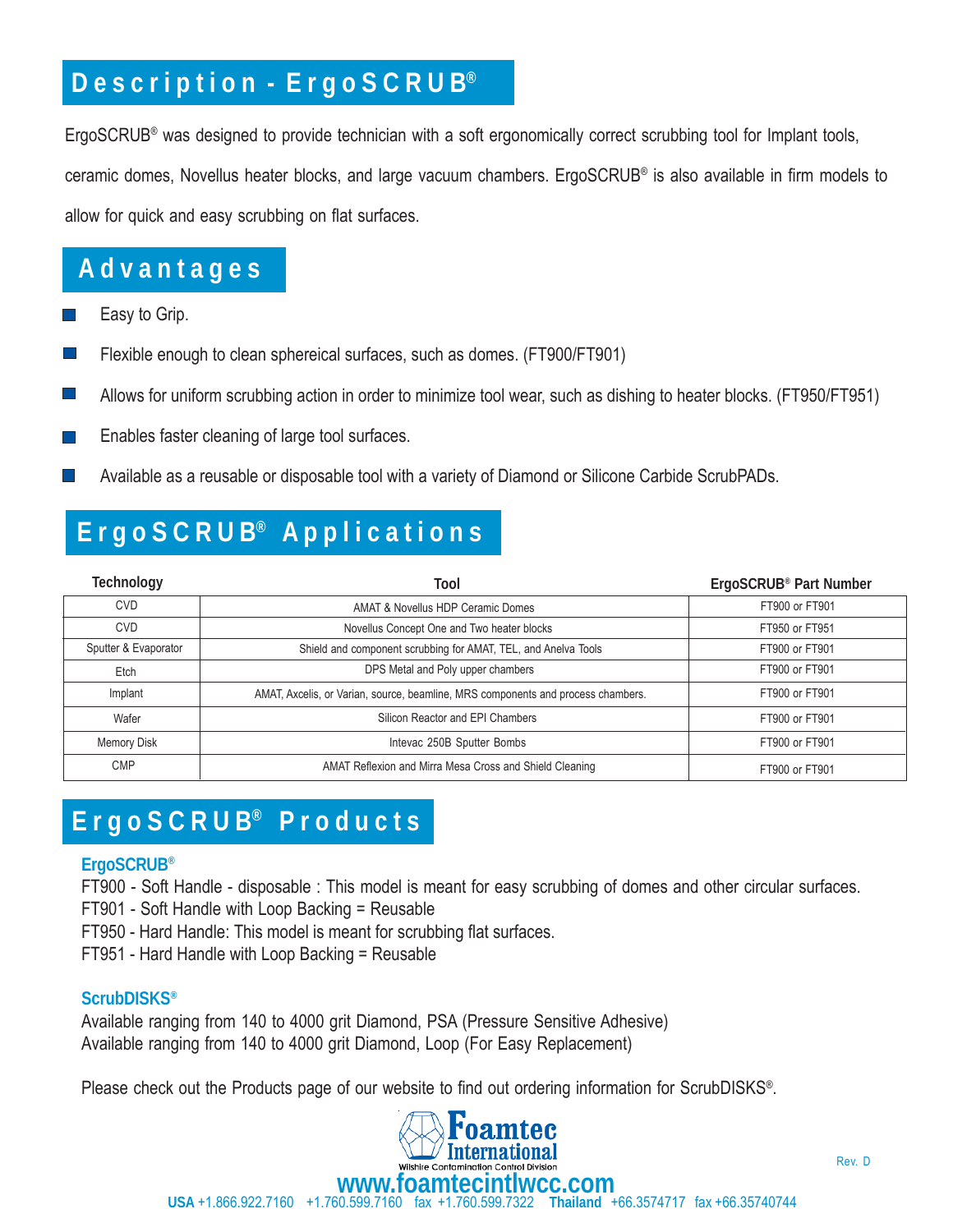## Description - ErgoSCRUB®

ErgoSCRUB® was designed to provide technician with a soft ergonomically correct scrubbing tool for Implant tools, ceramic domes, Novellus heater blocks, and large vacuum chambers. ErgoSCRUB® is also available in firm models to allow for quick and easy scrubbing on flat surfaces.

## Advantages

- Easy to Grip.
- Flexible enough to clean sphereical surfaces, such as domes. (FT900/FT901)
- Allows for uniform scrubbing action in order to minimize tool wear, such as dishing to heater blocks. (FT950/FT951)
- Enables faster cleaning of large tool surfaces.
- Available as a reusable or disposable tool with a variety of Diamond or Silicone Carbide ScrubPADs.

## ErgoSCRUB® Applications

| Technology | Tool | ErgoSCRUB® Part Number |
|---|---|---|
| CVD | AMAT & Novellus HDP Ceramic Domes | FT900 or FT901 |
| CVD | Novellus Concept One and Two heater blocks | FT950 or FT951 |
| Sputter & Evaporator | Shield and component scrubbing for AMAT, TEL, and Anelva Tools | FT900 or FT901 |
| Etch | DPS Metal and Poly upper chambers | FT900 or FT901 |
| Implant | AMAT, Axcelis, or Varian, source, beamline, MRS components and process chambers. | FT900 or FT901 |
| Wafer | Silicon Reactor and EPI Chambers | FT900 or FT901 |
| Memory Disk | Intevac 250B Sputter Bombs | FT900 or FT901 |
| CMP | AMAT Reflexion and Mirra Mesa Cross and Shield Cleaning | FT900 or FT901 |

## ErgoSCRUB® Products

### ErgoSCRUB®

FT900 - Soft Handle - disposable : This model is meant for easy scrubbing of domes and other circular surfaces.
FT901 - Soft Handle with Loop Backing = Reusable
FT950 - Hard Handle: This model is meant for scrubbing flat surfaces.
FT951 - Hard Handle with Loop Backing = Reusable

### ScrubDISKS®

Available ranging from 140 to 4000 grit Diamond, PSA (Pressure Sensitive Adhesive)
Available ranging from 140 to 4000 grit Diamond, Loop (For Easy Replacement)

Please check out the Products page of our website to find out ordering information for ScrubDISKS®.

Foamtec International
Wilshire Contamination Control Division

www.foamtecintlwcc.com

**USA** +1.866.922.7160 +1.760.599.7160 fax +1.760.599.7322 **Thailand** +66.3574717 fax +66.35740744

Rev. D